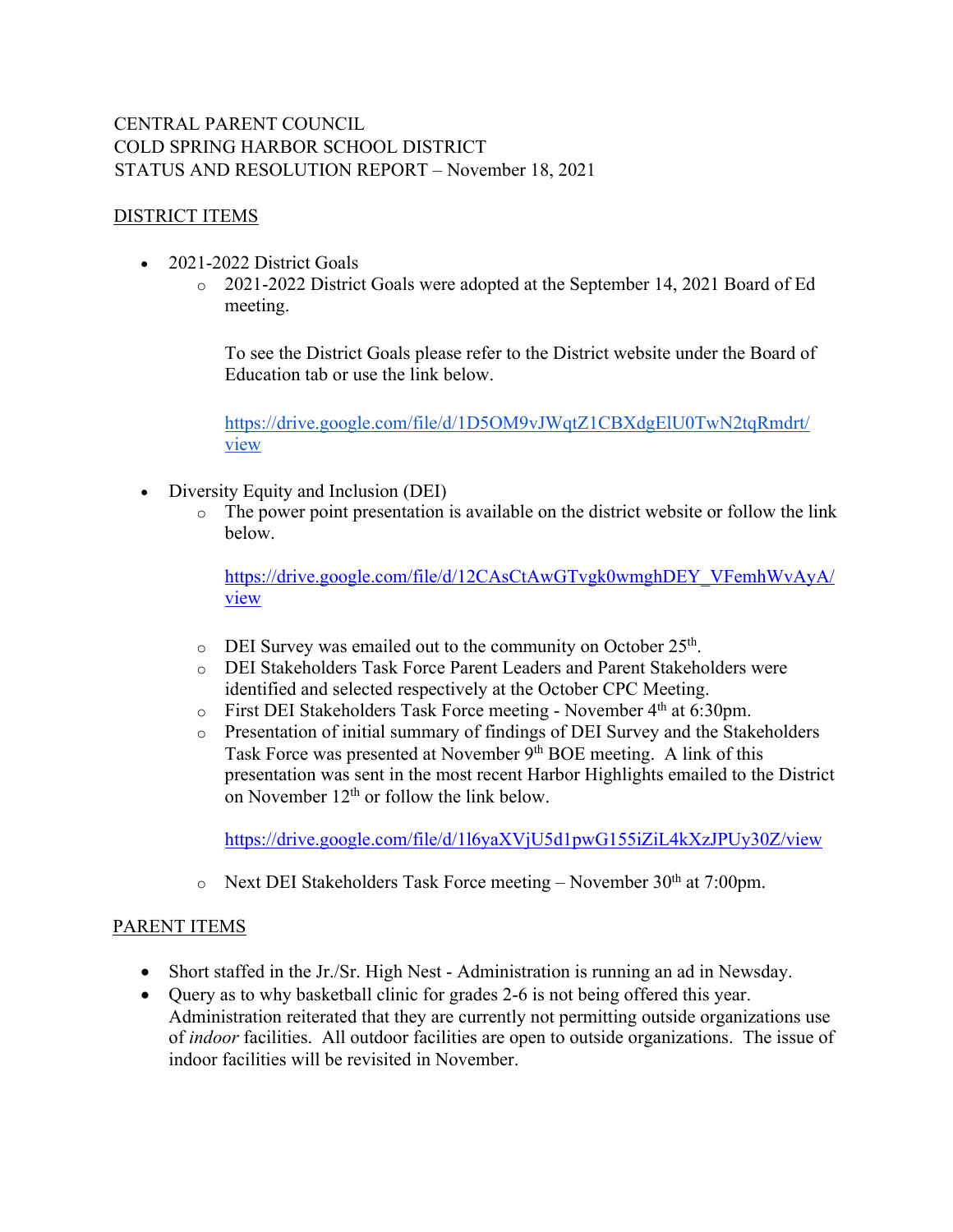CENTRAL PARENT COUNCIL
COLD SPRING HARBOR SCHOOL DISTRICT
STATUS AND RESOLUTION REPORT – November 18, 2021

DISTRICT ITEMS

- 2021-2022 District Goals
  - 2021-2022 District Goals were adopted at the September 14, 2021 Board of Ed meeting.

    To see the District Goals please refer to the District website under the Board of Education tab or use the link below.

    https://drive.google.com/file/d/1D5OM9vJWqtZ1CBXdgElU0TwN2tqRmdrt/view

- Diversity Equity and Inclusion (DEI)
  - The power point presentation is available on the district website or follow the link below.

    https://drive.google.com/file/d/12CAsCtAwGTvgk0wmghDEY_VFemhWvAyA/view

  - DEI Survey was emailed out to the community on October 25th.
  - DEI Stakeholders Task Force Parent Leaders and Parent Stakeholders were identified and selected respectively at the October CPC Meeting.
  - First DEI Stakeholders Task Force meeting - November 4th at 6:30pm.
  - Presentation of initial summary of findings of DEI Survey and the Stakeholders Task Force was presented at November 9th BOE meeting. A link of this presentation was sent in the most recent Harbor Highlights emailed to the District on November 12th or follow the link below.

    https://drive.google.com/file/d/1l6yaXVjU5d1pwG155iZiL4kXzJPUy30Z/view

  - Next DEI Stakeholders Task Force meeting – November 30th at 7:00pm.

PARENT ITEMS

- Short staffed in the Jr./Sr. High Nest - Administration is running an ad in Newsday.
- Query as to why basketball clinic for grades 2-6 is not being offered this year. Administration reiterated that they are currently not permitting outside organizations use of *indoor* facilities. All outdoor facilities are open to outside organizations. The issue of indoor facilities will be revisited in November.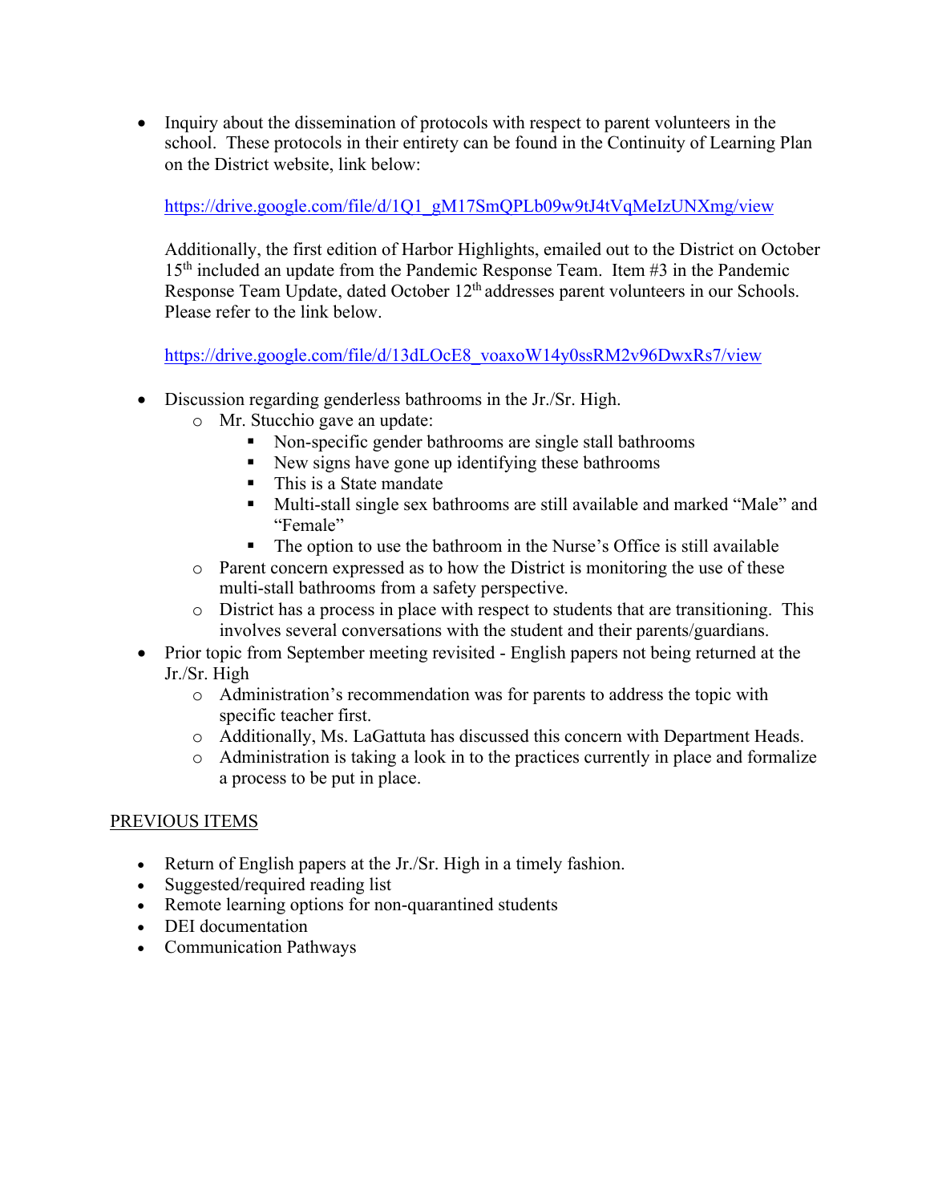- Inquiry about the dissemination of protocols with respect to parent volunteers in the school. These protocols in their entirety can be found in the Continuity of Learning Plan on the District website, link below:

  https://drive.google.com/file/d/1Q1_gM17SmQPLb09w9tJ4tVqMeIzUNXmg/view

  Additionally, the first edition of Harbor Highlights, emailed out to the District on October 15th included an update from the Pandemic Response Team. Item #3 in the Pandemic Response Team Update, dated October 12th addresses parent volunteers in our Schools. Please refer to the link below.

  https://drive.google.com/file/d/13dLOcE8_voaxoW14y0ssRM2v96DwxRs7/view

- Discussion regarding genderless bathrooms in the Jr./Sr. High.
  - Mr. Stucchio gave an update:
    - Non-specific gender bathrooms are single stall bathrooms
    - New signs have gone up identifying these bathrooms
    - This is a State mandate
    - Multi-stall single sex bathrooms are still available and marked "Male" and "Female"
    - The option to use the bathroom in the Nurse's Office is still available
  - Parent concern expressed as to how the District is monitoring the use of these multi-stall bathrooms from a safety perspective.
  - District has a process in place with respect to students that are transitioning. This involves several conversations with the student and their parents/guardians.
- Prior topic from September meeting revisited - English papers not being returned at the Jr./Sr. High
  - Administration's recommendation was for parents to address the topic with specific teacher first.
  - Additionally, Ms. LaGattuta has discussed this concern with Department Heads.
  - Administration is taking a look in to the practices currently in place and formalize a process to be put in place.

PREVIOUS ITEMS

- Return of English papers at the Jr./Sr. High in a timely fashion.
- Suggested/required reading list
- Remote learning options for non-quarantined students
- DEI documentation
- Communication Pathways